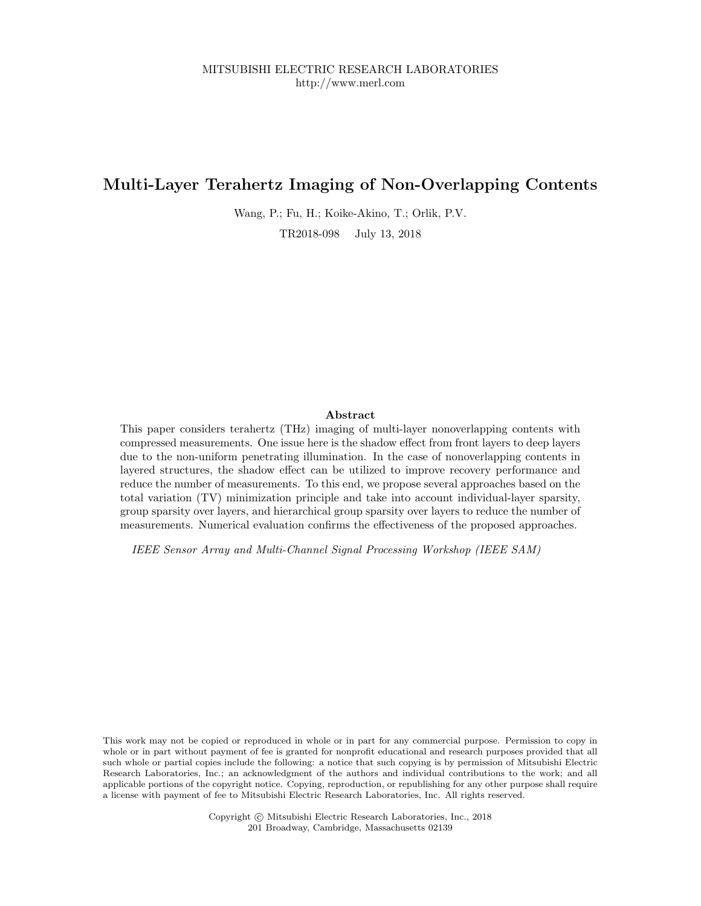MITSUBISHI ELECTRIC RESEARCH LABORATORIES
http://www.merl.com

# Multi-Layer Terahertz Imaging of Non-Overlapping Contents

Wang, P.; Fu, H.; Koike-Akino, T.; Orlik, P.V.

TR2018-098 July 13, 2018

### Abstract

This paper considers terahertz (THz) imaging of multi-layer nonoverlapping contents with compressed measurements. One issue here is the shadow effect from front layers to deep layers due to the non-uniform penetrating illumination. In the case of nonoverlapping contents in layered structures, the shadow effect can be utilized to improve recovery performance and reduce the number of measurements. To this end, we propose several approaches based on the total variation (TV) minimization principle and take into account individual-layer sparsity, group sparsity over layers, and hierarchical group sparsity over layers to reduce the number of measurements. Numerical evaluation confirms the effectiveness of the proposed approaches.

*IEEE Sensor Array and Multi-Channel Signal Processing Workshop (IEEE SAM)*

This work may not be copied or reproduced in whole or in part for any commercial purpose. Permission to copy in whole or in part without payment of fee is granted for nonprofit educational and research purposes provided that all such whole or partial copies include the following: a notice that such copying is by permission of Mitsubishi Electric Research Laboratories, Inc.; an acknowledgment of the authors and individual contributions to the work; and all applicable portions of the copyright notice. Copying, reproduction, or republishing for any other purpose shall require a license with payment of fee to Mitsubishi Electric Research Laboratories, Inc. All rights reserved.

Copyright © Mitsubishi Electric Research Laboratories, Inc., 2018
201 Broadway, Cambridge, Massachusetts 02139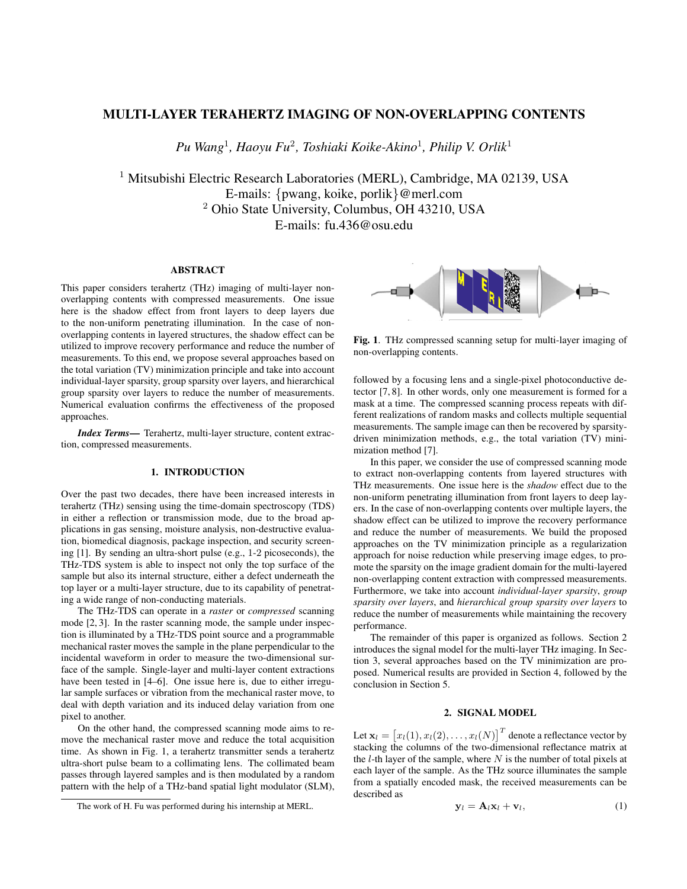# MULTI-LAYER TERAHERTZ IMAGING OF NON-OVERLAPPING CONTENTS

*Pu Wang*[1], *Haoyu Fu*[2], *Toshiaki Koike-Akino*[1], *Philip V. Orlik*[1]

[1] Mitsubishi Electric Research Laboratories (MERL), Cambridge, MA 02139, USA
E-mails: {pwang, koike, porlik}@merl.com
[2] Ohio State University, Columbus, OH 43210, USA
E-mails: fu.436@osu.edu

## ABSTRACT

This paper considers terahertz (THz) imaging of multi-layer non-overlapping contents with compressed measurements. One issue here is the shadow effect from front layers to deep layers due to the non-uniform penetrating illumination. In the case of non-overlapping contents in layered structures, the shadow effect can be utilized to improve recovery performance and reduce the number of measurements. To this end, we propose several approaches based on the total variation (TV) minimization principle and take into account individual-layer sparsity, group sparsity over layers, and hierarchical group sparsity over layers to reduce the number of measurements. Numerical evaluation confirms the effectiveness of the proposed approaches.

***Index Terms*—** Terahertz, multi-layer structure, content extraction, compressed measurements.

## 1. INTRODUCTION

Over the past two decades, there have been increased interests in terahertz (THz) sensing using the time-domain spectroscopy (TDS) in either a reflection or transmission mode, due to the broad applications in gas sensing, moisture analysis, non-destructive evaluation, biomedical diagnosis, package inspection, and security screening [1]. By sending an ultra-short pulse (e.g., 1-2 picoseconds), the THz-TDS system is able to inspect not only the top surface of the sample but also its internal structure, either a defect underneath the top layer or a multi-layer structure, due to its capability of penetrating a wide range of non-conducting materials.

The THz-TDS can operate in a *raster* or *compressed* scanning mode [2, 3]. In the raster scanning mode, the sample under inspection is illuminated by a THz-TDS point source and a programmable mechanical raster moves the sample in the plane perpendicular to the incidental waveform in order to measure the two-dimensional surface of the sample. Single-layer and multi-layer content extractions have been tested in [4–6]. One issue here is, due to either irregular sample surfaces or vibration from the mechanical raster move, to deal with depth variation and its induced delay variation from one pixel to another.

On the other hand, the compressed scanning mode aims to remove the mechanical raster move and reduce the total acquisition time. As shown in Fig. 1, a terahertz transmitter sends a terahertz ultra-short pulse beam to a collimating lens. The collimated beam passes through layered samples and is then modulated by a random pattern with the help of a THz-band spatial light modulator (SLM), followed by a focusing lens and a single-pixel photoconductive detector [7, 8]. In other words, only one measurement is formed for a mask at a time. The compressed scanning process repeats with different realizations of random masks and collects multiple sequential measurements. The sample image can then be recovered by sparsity-driven minimization methods, e.g., the total variation (TV) minimization method [7].

**Fig. 1**. THz compressed scanning setup for multi-layer imaging of non-overlapping contents.

In this paper, we consider the use of compressed scanning mode to extract non-overlapping contents from layered structures with THz measurements. One issue here is the *shadow* effect due to the non-uniform penetrating illumination from front layers to deep layers. In the case of non-overlapping contents over multiple layers, the shadow effect can be utilized to improve the recovery performance and reduce the number of measurements. We build the proposed approaches on the TV minimization principle as a regularization approach for noise reduction while preserving image edges, to promote the sparsity on the image gradient domain for the multi-layered non-overlapping content extraction with compressed measurements. Furthermore, we take into account *individual-layer sparsity*, *group sparsity over layers*, and *hierarchical group sparsity over layers* to reduce the number of measurements while maintaining the recovery performance.

The remainder of this paper is organized as follows. Section 2 introduces the signal model for the multi-layer THz imaging. In Section 3, several approaches based on the TV minimization are proposed. Numerical results are provided in Section 4, followed by the conclusion in Section 5.

## 2. SIGNAL MODEL

Let $\mathbf{x}_l = \left[x_l(1), x_l(2), \ldots, x_l(N)\right]^T$ denote a reflectance vector by stacking the columns of the two-dimensional reflectance matrix at the $l$-th layer of the sample, where $N$ is the number of total pixels at each layer of the sample. As the THz source illuminates the sample from a spatially encoded mask, the received measurements can be described as

$$\mathbf{y}_l = \mathbf{A}_l \mathbf{x}_l + \mathbf{v}_l, \tag{1}$$

The work of H. Fu was performed during his internship at MERL.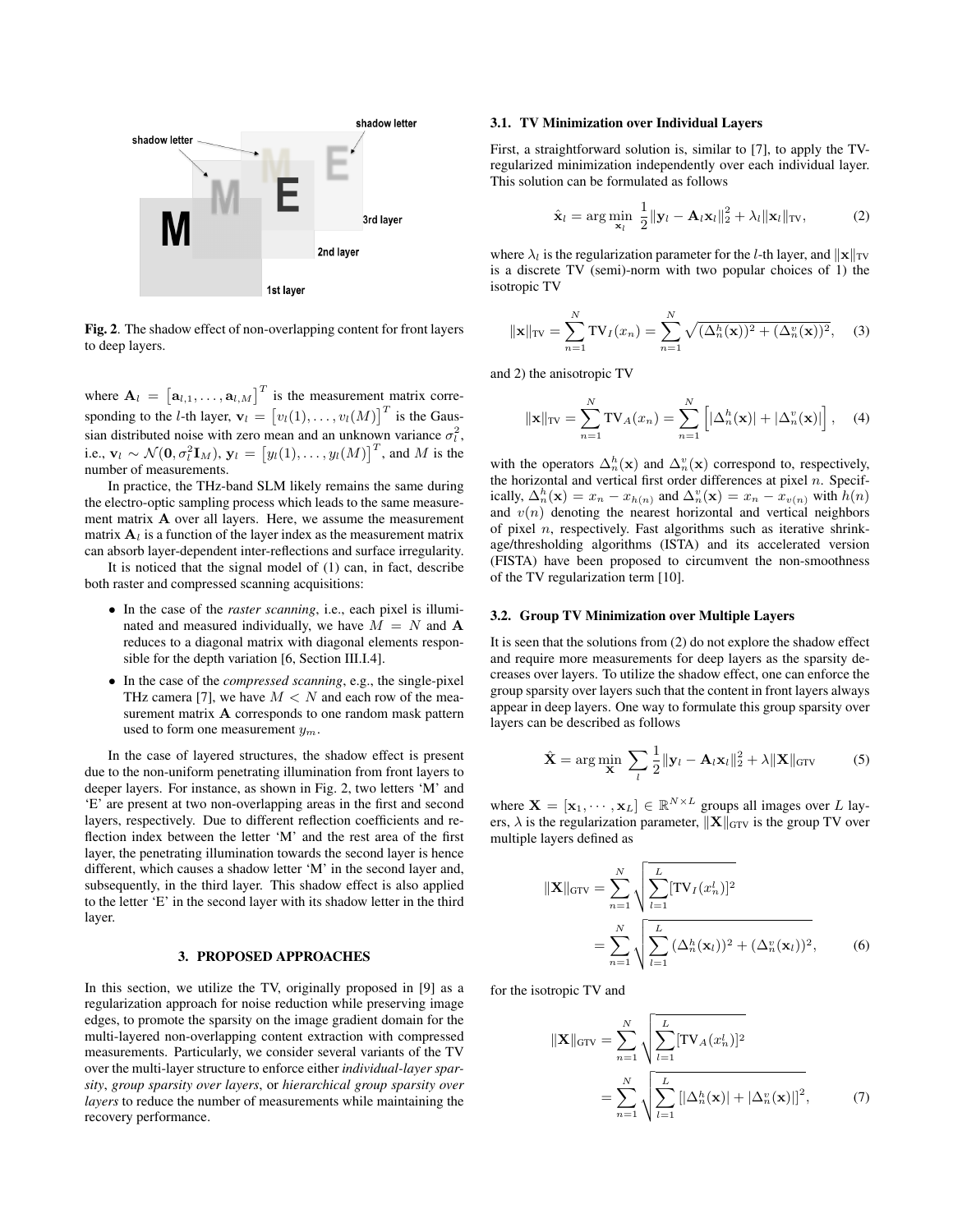Fig. 2. The shadow effect of non-overlapping content for front layers to deep layers.

where $\mathbf{A}_l = [\mathbf{a}_{l,1}, \ldots, \mathbf{a}_{l,M}]^T$ is the measurement matrix corresponding to the $l$-th layer, $\mathbf{v}_l = [v_l(1), \ldots, v_l(M)]^T$ is the Gaussian distributed noise with zero mean and an unknown variance $\sigma_l^2$, i.e., $\mathbf{v}_l \sim \mathcal{N}(\mathbf{0}, \sigma_l^2 \mathbf{I}_M)$, $\mathbf{y}_l = [y_l(1), \ldots, y_l(M)]^T$, and $M$ is the number of measurements.

In practice, the THz-band SLM likely remains the same during the electro-optic sampling process which leads to the same measurement matrix $\mathbf{A}$ over all layers. Here, we assume the measurement matrix $\mathbf{A}_l$ is a function of the layer index as the measurement matrix can absorb layer-dependent inter-reflections and surface irregularity.

It is noticed that the signal model of (1) can, in fact, describe both raster and compressed scanning acquisitions:

- In the case of the *raster scanning*, i.e., each pixel is illuminated and measured individually, we have $M = N$ and $\mathbf{A}$ reduces to a diagonal matrix with diagonal elements responsible for the depth variation [6, Section III.I.4].
- In the case of the *compressed scanning*, e.g., the single-pixel THz camera [7], we have $M < N$ and each row of the measurement matrix $\mathbf{A}$ corresponds to one random mask pattern used to form one measurement $y_m$.

In the case of layered structures, the shadow effect is present due to the non-uniform penetrating illumination from front layers to deeper layers. For instance, as shown in Fig. 2, two letters 'M' and 'E' are present at two non-overlapping areas in the first and second layers, respectively. Due to different reflection coefficients and reflection index between the letter 'M' and the rest area of the first layer, the penetrating illumination towards the second layer is hence different, which causes a shadow letter 'M' in the second layer and, subsequently, in the third layer. This shadow effect is also applied to the letter 'E' in the second layer with its shadow letter in the third layer.

## 3. PROPOSED APPROACHES

In this section, we utilize the TV, originally proposed in [9] as a regularization approach for noise reduction while preserving image edges, to promote the sparsity on the image gradient domain for the multi-layered non-overlapping content extraction with compressed measurements. Particularly, we consider several variants of the TV over the multi-layer structure to enforce either *individual-layer sparsity*, *group sparsity over layers*, or *hierarchical group sparsity over layers* to reduce the number of measurements while maintaining the recovery performance.

### 3.1. TV Minimization over Individual Layers

First, a straightforward solution is, similar to [7], to apply the TV-regularized minimization independently over each individual layer. This solution can be formulated as follows

$$\hat{\mathbf{x}}_l = \arg\min_{\mathbf{x}_l} \ \frac{1}{2}\|\mathbf{y}_l - \mathbf{A}_l \mathbf{x}_l\|_2^2 + \lambda_l \|\mathbf{x}_l\|_{\text{TV}}, \tag{2}$$

where $\lambda_l$ is the regularization parameter for the $l$-th layer, and $\|\mathbf{x}\|_{\text{TV}}$ is a discrete TV (semi)-norm with two popular choices of 1) the isotropic TV

$$\|\mathbf{x}\|_{\text{TV}} = \sum_{n=1}^{N} \text{TV}_I(x_n) = \sum_{n=1}^{N} \sqrt{(\Delta_n^h(\mathbf{x}))^2 + (\Delta_n^v(\mathbf{x}))^2}, \tag{3}$$

and 2) the anisotropic TV

$$\|\mathbf{x}\|_{\text{TV}} = \sum_{n=1}^{N} \text{TV}_A(x_n) = \sum_{n=1}^{N} \left[ |\Delta_n^h(\mathbf{x})| + |\Delta_n^v(\mathbf{x})| \right], \tag{4}$$

with the operators $\Delta_n^h(\mathbf{x})$ and $\Delta_n^v(\mathbf{x})$ correspond to, respectively, the horizontal and vertical first order differences at pixel $n$. Specifically, $\Delta_n^h(\mathbf{x}) = x_n - x_{h(n)}$ and $\Delta_n^v(\mathbf{x}) = x_n - x_{v(n)}$ with $h(n)$ and $v(n)$ denoting the nearest horizontal and vertical neighbors of pixel $n$, respectively. Fast algorithms such as iterative shrinkage/thresholding algorithms (ISTA) and its accelerated version (FISTA) have been proposed to circumvent the non-smoothness of the TV regularization term [10].

### 3.2. Group TV Minimization over Multiple Layers

It is seen that the solutions from (2) do not explore the shadow effect and require more measurements for deep layers as the sparsity decreases over layers. To utilize the shadow effect, one can enforce the group sparsity over layers such that the content in front layers always appear in deep layers. One way to formulate this group sparsity over layers can be described as follows

$$\hat{\mathbf{X}} = \arg\min_{\mathbf{X}} \ \sum_{l} \frac{1}{2}\|\mathbf{y}_l - \mathbf{A}_l \mathbf{x}_l\|_2^2 + \lambda \|\mathbf{X}\|_{\text{GTV}} \tag{5}$$

where $\mathbf{X} = [\mathbf{x}_1, \cdots, \mathbf{x}_L] \in \mathbb{R}^{N \times L}$ groups all images over $L$ layers, $\lambda$ is the regularization parameter, $\|\mathbf{X}\|_{\text{GTV}}$ is the group TV over multiple layers defined as

$$\begin{aligned} \|\mathbf{X}\|_{\text{GTV}} &= \sum_{n=1}^{N} \sqrt{\sum_{l=1}^{L} [\text{TV}_I(x_n^l)]^2} \\ &= \sum_{n=1}^{N} \sqrt{\sum_{l=1}^{L} (\Delta_n^h(\mathbf{x}_l))^2 + (\Delta_n^v(\mathbf{x}_l))^2}, \end{aligned} \tag{6}$$

for the isotropic TV and

$$\begin{aligned} \|\mathbf{X}\|_{\text{GTV}} &= \sum_{n=1}^{N} \sqrt{\sum_{l=1}^{L} [\text{TV}_A(x_n^l)]^2} \\ &= \sum_{n=1}^{N} \sqrt{\sum_{l=1}^{L} \left[|\Delta_n^h(\mathbf{x})| + |\Delta_n^v(\mathbf{x})|\right]^2}, \end{aligned} \tag{7}$$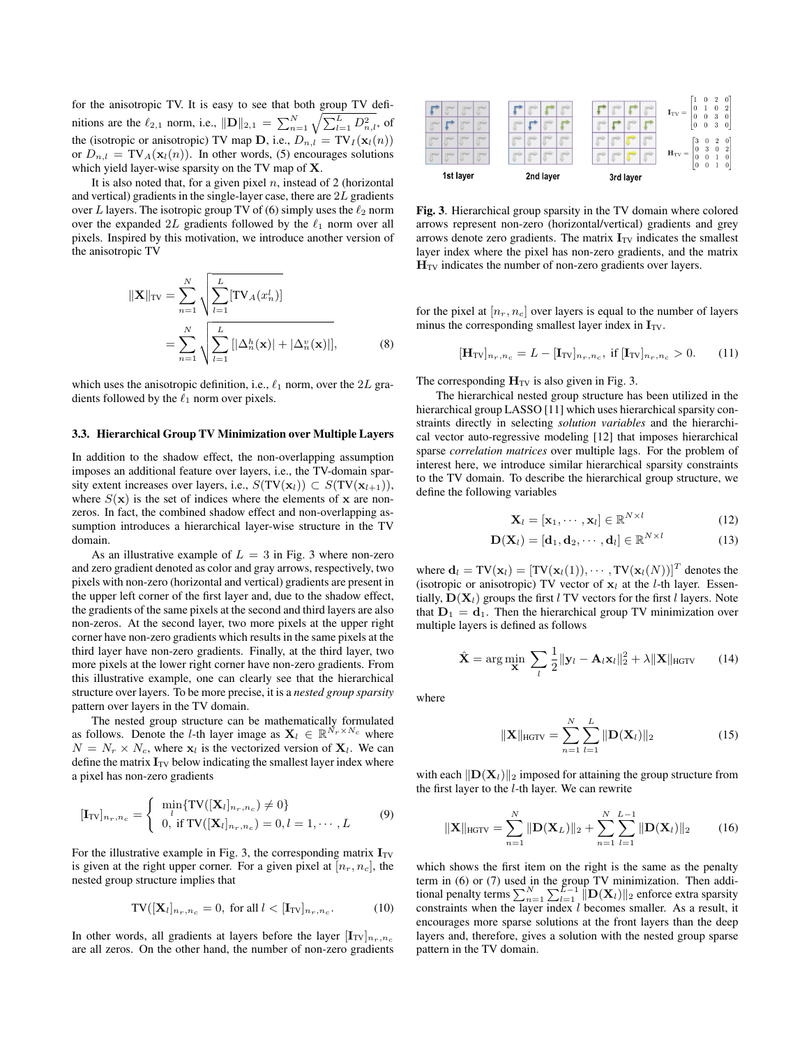for the anisotropic TV. It is easy to see that both group TV definitions are the $\ell_{2,1}$ norm, i.e., $\|\mathbf{D}\|_{2,1} = \sum_{n=1}^{N} \sqrt{\sum_{l=1}^{L} D_{n,l}^2}$, of the (isotropic or anisotropic) TV map $\mathbf{D}$, i.e., $D_{n,l} = \text{TV}_I(\mathbf{x}_l(n))$ or $D_{n,l} = \text{TV}_A(\mathbf{x}_l(n))$. In other words, (5) encourages solutions which yield layer-wise sparsity on the TV map of $\mathbf{X}$.

It is also noted that, for a given pixel $n$, instead of 2 (horizontal and vertical) gradients in the single-layer case, there are $2L$ gradients over $L$ layers. The isotropic group TV of (6) simply uses the $\ell_2$ norm over the expanded $2L$ gradients followed by the $\ell_1$ norm over all pixels. Inspired by this motivation, we introduce another version of the anisotropic TV

$$
\begin{aligned}
\|\mathbf{X}\|_{\text{TV}} &= \sum_{n=1}^{N} \sqrt{\sum_{l=1}^{L} [\text{TV}_A(x_n^l)]} \\
&= \sum_{n=1}^{N} \sqrt{\sum_{l=1}^{L} [|\Delta_n^h(\mathbf{x})| + |\Delta_n^v(\mathbf{x})|]},
\end{aligned} \tag{8}
$$

which uses the anisotropic definition, i.e., $\ell_1$ norm, over the $2L$ gradients followed by the $\ell_1$ norm over pixels.

### 3.3. Hierarchical Group TV Minimization over Multiple Layers

In addition to the shadow effect, the non-overlapping assumption imposes an additional feature over layers, i.e., the TV-domain sparsity extent increases over layers, i.e., $S(\text{TV}(\mathbf{x}_l)) \subset S(\text{TV}(\mathbf{x}_{l+1}))$, where $S(\mathbf{x})$ is the set of indices where the elements of $\mathbf{x}$ are non-zeros. In fact, the combined shadow effect and non-overlapping assumption introduces a hierarchical layer-wise structure in the TV domain.

As an illustrative example of $L = 3$ in Fig. 3 where non-zero and zero gradient denoted as color and gray arrows, respectively, two pixels with non-zero (horizontal and vertical) gradients are present in the upper left corner of the first layer and, due to the shadow effect, the gradients of the same pixels at the second and third layers are also non-zeros. At the second layer, two more pixels at the upper right corner have non-zero gradients which results in the same pixels at the third layer have non-zero gradients. Finally, at the third layer, two more pixels at the lower right corner have non-zero gradients. From this illustrative example, one can clearly see that the hierarchical structure over layers. To be more precise, it is a *nested group sparsity* pattern over layers in the TV domain.

The nested group structure can be mathematically formulated as follows. Denote the $l$-th layer image as $\mathbf{X}_l \in \mathbb{R}^{N_r \times N_c}$ where $N = N_r \times N_c$, where $\mathbf{x}_l$ is the vectorized version of $\mathbf{X}_l$. We can define the matrix $\mathbf{I}_{\text{TV}}$ below indicating the smallest layer index where a pixel has non-zero gradients

$$
[\mathbf{I}_{\text{TV}}]_{n_r,n_c} = \begin{cases} \min\limits_{l}\{\text{TV}([\mathbf{X}_l]_{n_r,n_c}) \neq 0\} \\ 0, \text{ if } \text{TV}([\mathbf{X}_l]_{n_r,n_c}) = 0, l = 1, \cdots, L \end{cases} \tag{9}
$$

For the illustrative example in Fig. 3, the corresponding matrix $\mathbf{I}_{\text{TV}}$ is given at the right upper corner. For a given pixel at $[n_r, n_c]$, the nested group structure implies that

$$
\text{TV}([\mathbf{X}_l]_{n_r,n_c} = 0, \text{ for all } l < [\mathbf{I}_{\text{TV}}]_{n_r,n_c}. \tag{10}
$$

In other words, all gradients at layers before the layer $[\mathbf{I}_{\text{TV}}]_{n_r,n_c}$ are all zeros. On the other hand, the number of non-zero gradients for the pixel at $[n_r, n_c]$ over layers is equal to the number of layers minus the corresponding smallest layer index in $\mathbf{I}_{\text{TV}}$.

$$
[\mathbf{H}_{\text{TV}}]_{n_r,n_c} = L - [\mathbf{I}_{\text{TV}}]_{n_r,n_c}, \text{ if } [\mathbf{I}_{\text{TV}}]_{n_r,n_c} > 0. \tag{11}
$$

The corresponding $\mathbf{H}_{\text{TV}}$ is also given in Fig. 3.

**Fig. 3**. Hierarchical group sparsity in the TV domain where colored arrows represent non-zero (horizontal/vertical) gradients and grey arrows denote zero gradients. The matrix $\mathbf{I}_{\text{TV}}$ indicates the smallest layer index where the pixel has non-zero gradients, and the matrix $\mathbf{H}_{\text{TV}}$ indicates the number of non-zero gradients over layers.

The hierarchical nested group structure has been utilized in the hierarchical group LASSO [11] which uses hierarchical sparsity constraints directly in selecting *solution variables* and the hierarchical vector auto-regressive modeling [12] that imposes hierarchical sparse *correlation matrices* over multiple lags. For the problem of interest here, we introduce similar hierarchical sparsity constraints to the TV domain. To describe the hierarchical group structure, we define the following variables

$$
\mathbf{X}_l = [\mathbf{x}_1, \cdots, \mathbf{x}_l] \in \mathbb{R}^{N \times l} \tag{12}
$$

$$
\mathbf{D}(\mathbf{X}_l) = [\mathbf{d}_1, \mathbf{d}_2, \cdots, \mathbf{d}_l] \in \mathbb{R}^{N \times l} \tag{13}
$$

where $\mathbf{d}_l = \text{TV}(\mathbf{x}_l) = [\text{TV}(\mathbf{x}_l(1)), \cdots, \text{TV}(\mathbf{x}_l(N))]^T$ denotes the (isotropic or anisotropic) TV vector of $\mathbf{x}_l$ at the $l$-th layer. Essentially, $\mathbf{D}(\mathbf{X}_l)$ groups the first $l$ TV vectors for the first $l$ layers. Note that $\mathbf{D}_1 = \mathbf{d}_1$. Then the hierarchical group TV minimization over multiple layers is defined as follows

$$
\hat{\mathbf{X}} = \arg\min_{\mathbf{X}} \sum_{l} \frac{1}{2} \|\mathbf{y}_l - \mathbf{A}_l \mathbf{x}_l\|_2^2 + \lambda \|\mathbf{X}\|_{\text{HGTV}} \tag{14}
$$

where

$$
\|\mathbf{X}\|_{\text{HGTV}} = \sum_{n=1}^{N} \sum_{l=1}^{L} \|\mathbf{D}(\mathbf{X}_l)\|_2 \tag{15}
$$

with each $\|\mathbf{D}(\mathbf{X}_l)\|_2$ imposed for attaining the group structure from the first layer to the $l$-th layer. We can rewrite

$$
\|\mathbf{X}\|_{\text{HGTV}} = \sum_{n=1}^{N} \|\mathbf{D}(\mathbf{X}_L)\|_2 + \sum_{n=1}^{N} \sum_{l=1}^{L-1} \|\mathbf{D}(\mathbf{X}_l)\|_2 \tag{16}
$$

which shows the first item on the right is the same as the penalty term in (6) or (7) used in the group TV minimization. Then additional penalty terms $\sum_{n=1}^{N} \sum_{l=1}^{L-1} \|\mathbf{D}(\mathbf{X}_l)\|_2$ enforce extra sparsity constraints when the layer index $l$ becomes smaller. As a result, it encourages more sparse solutions at the front layers than the deep layers and, therefore, gives a solution with the nested group sparse pattern in the TV domain.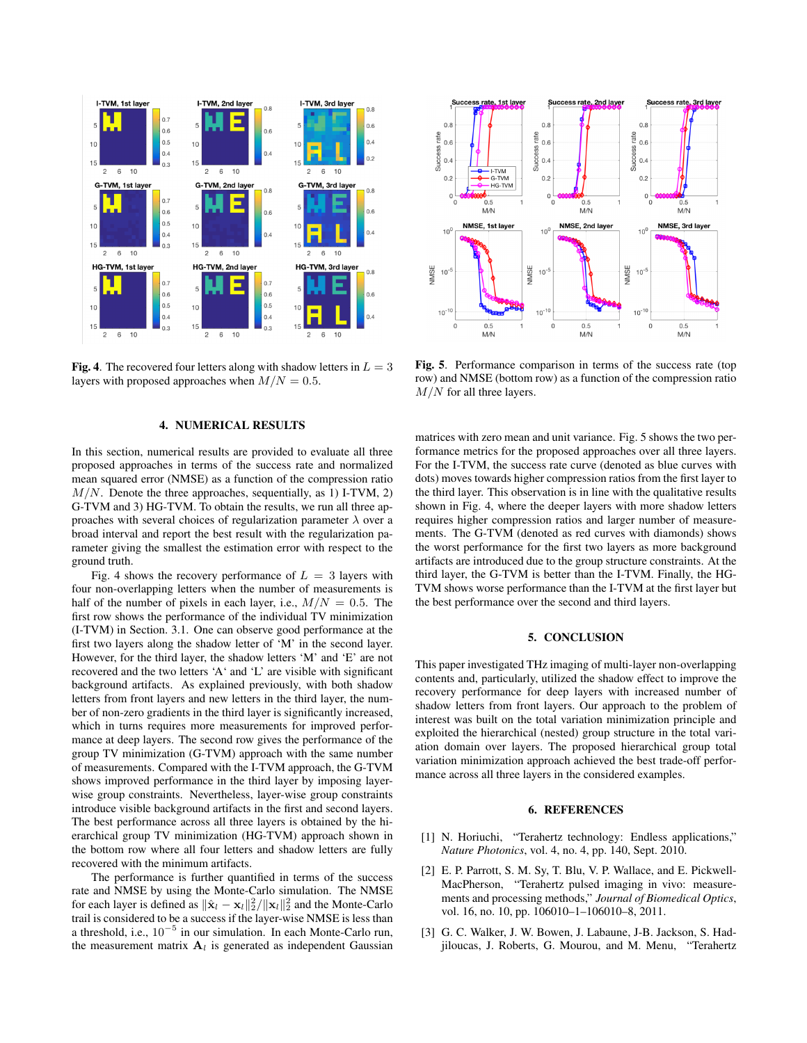**Fig. 4**. The recovered four letters along with shadow letters in $L = 3$ layers with proposed approaches when $M/N = 0.5$.

**Fig. 5**. Performance comparison in terms of the success rate (top row) and NMSE (bottom row) as a function of the compression ratio $M/N$ for all three layers.

## 4. NUMERICAL RESULTS

In this section, numerical results are provided to evaluate all three proposed approaches in terms of the success rate and normalized mean squared error (NMSE) as a function of the compression ratio $M/N$. Denote the three approaches, sequentially, as 1) I-TVM, 2) G-TVM and 3) HG-TVM. To obtain the results, we run all three approaches with several choices of regularization parameter $\lambda$ over a broad interval and report the best result with the regularization parameter giving the smallest the estimation error with respect to the ground truth.

Fig. 4 shows the recovery performance of $L = 3$ layers with four non-overlapping letters when the number of measurements is half of the number of pixels in each layer, i.e., $M/N = 0.5$. The first row shows the performance of the individual TV minimization (I-TVM) in Section. 3.1. One can observe good performance at the first two layers along the shadow letter of 'M' in the second layer. However, for the third layer, the shadow letters 'M' and 'E' are not recovered and the two letters 'A' and 'L' are visible with significant background artifacts. As explained previously, with both shadow letters from front layers and new letters in the third layer, the number of non-zero gradients in the third layer is significantly increased, which in turns requires more measurements for improved performance at deep layers. The second row gives the performance of the group TV minimization (G-TVM) approach with the same number of measurements. Compared with the I-TVM approach, the G-TVM shows improved performance in the third layer by imposing layer-wise group constraints. Nevertheless, layer-wise group constraints introduce visible background artifacts in the first and second layers. The best performance across all three layers is obtained by the hierarchical group TV minimization (HG-TVM) approach shown in the bottom row where all four letters and shadow letters are fully recovered with the minimum artifacts.

The performance is further quantified in terms of the success rate and NMSE by using the Monte-Carlo simulation. The NMSE for each layer is defined as $\|\hat{\mathbf{x}}_l - \mathbf{x}_l\|_2^2/\|\mathbf{x}_l\|_2^2$ and the Monte-Carlo trail is considered to be a success if the layer-wise NMSE is less than a threshold, i.e., $10^{-5}$ in our simulation. In each Monte-Carlo run, the measurement matrix $\mathbf{A}_l$ is generated as independent Gaussian matrices with zero mean and unit variance. Fig. 5 shows the two performance metrics for the proposed approaches over all three layers. For the I-TVM, the success rate curve (denoted as blue curves with dots) moves towards higher compression ratios from the first layer to the third layer. This observation is in line with the qualitative results shown in Fig. 4, where the deeper layers with more shadow letters requires higher compression ratios and larger number of measurements. The G-TVM (denoted as red curves with diamonds) shows the worst performance for the first two layers as more background artifacts are introduced due to the group structure constraints. At the third layer, the G-TVM is better than the I-TVM. Finally, the HG-TVM shows worse performance than the I-TVM at the first layer but the best performance over the second and third layers.

## 5. CONCLUSION

This paper investigated THz imaging of multi-layer non-overlapping contents and, particularly, utilized the shadow effect to improve the recovery performance for deep layers with increased number of shadow letters from front layers. Our approach to the problem of interest was built on the total variation minimization principle and exploited the hierarchical (nested) group structure in the total variation domain over layers. The proposed hierarchical group total variation minimization approach achieved the best trade-off performance across all three layers in the considered examples.

## 6. REFERENCES

[1] N. Horiuchi, "Terahertz technology: Endless applications," *Nature Photonics*, vol. 4, no. 4, pp. 140, Sept. 2010.

[2] E. P. Parrott, S. M. Sy, T. Blu, V. P. Wallace, and E. Pickwell-MacPherson, "Terahertz pulsed imaging in vivo: measurements and processing methods," *Journal of Biomedical Optics*, vol. 16, no. 10, pp. 106010–1–106010–8, 2011.

[3] G. C. Walker, J. W. Bowen, J. Labaune, J-B. Jackson, S. Hadjiloucas, J. Roberts, G. Mourou, and M. Menu, "Terahertz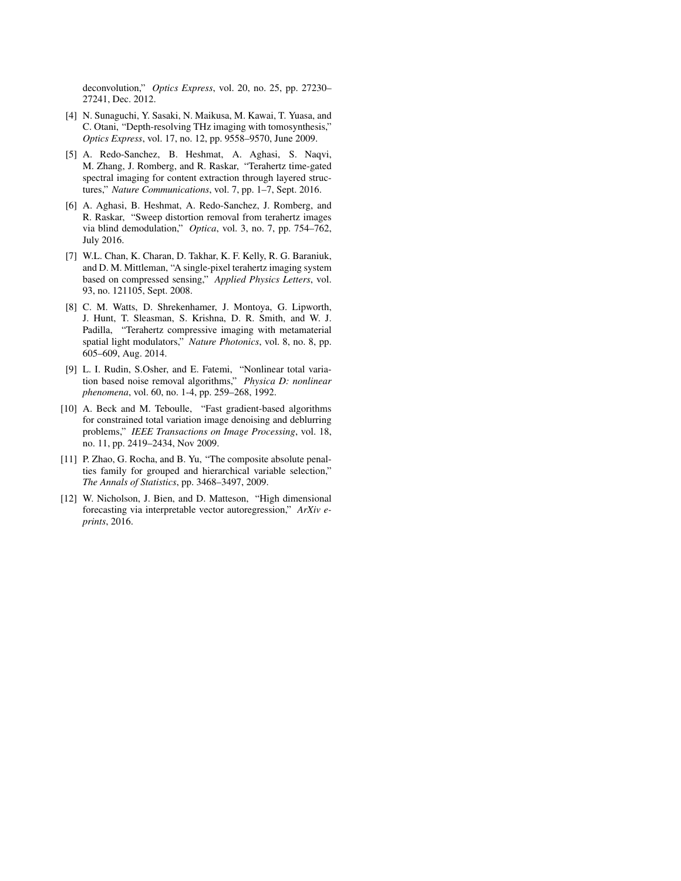deconvolution," *Optics Express*, vol. 20, no. 25, pp. 27230–27241, Dec. 2012.

[4] N. Sunaguchi, Y. Sasaki, N. Maikusa, M. Kawai, T. Yuasa, and C. Otani, "Depth-resolving THz imaging with tomosynthesis," *Optics Express*, vol. 17, no. 12, pp. 9558–9570, June 2009.

[5] A. Redo-Sanchez, B. Heshmat, A. Aghasi, S. Naqvi, M. Zhang, J. Romberg, and R. Raskar, "Terahertz time-gated spectral imaging for content extraction through layered structures," *Nature Communications*, vol. 7, pp. 1–7, Sept. 2016.

[6] A. Aghasi, B. Heshmat, A. Redo-Sanchez, J. Romberg, and R. Raskar, "Sweep distortion removal from terahertz images via blind demodulation," *Optica*, vol. 3, no. 7, pp. 754–762, July 2016.

[7] W.L. Chan, K. Charan, D. Takhar, K. F. Kelly, R. G. Baraniuk, and D. M. Mittleman, "A single-pixel terahertz imaging system based on compressed sensing," *Applied Physics Letters*, vol. 93, no. 121105, Sept. 2008.

[8] C. M. Watts, D. Shrekenhamer, J. Montoya, G. Lipworth, J. Hunt, T. Sleasman, S. Krishna, D. R. Smith, and W. J. Padilla, "Terahertz compressive imaging with metamaterial spatial light modulators," *Nature Photonics*, vol. 8, no. 8, pp. 605–609, Aug. 2014.

[9] L. I. Rudin, S.Osher, and E. Fatemi, "Nonlinear total variation based noise removal algorithms," *Physica D: nonlinear phenomena*, vol. 60, no. 1-4, pp. 259–268, 1992.

[10] A. Beck and M. Teboulle, "Fast gradient-based algorithms for constrained total variation image denoising and deblurring problems," *IEEE Transactions on Image Processing*, vol. 18, no. 11, pp. 2419–2434, Nov 2009.

[11] P. Zhao, G. Rocha, and B. Yu, "The composite absolute penalties family for grouped and hierarchical variable selection," *The Annals of Statistics*, pp. 3468–3497, 2009.

[12] W. Nicholson, J. Bien, and D. Matteson, "High dimensional forecasting via interpretable vector autoregression," *ArXiv e-prints*, 2016.